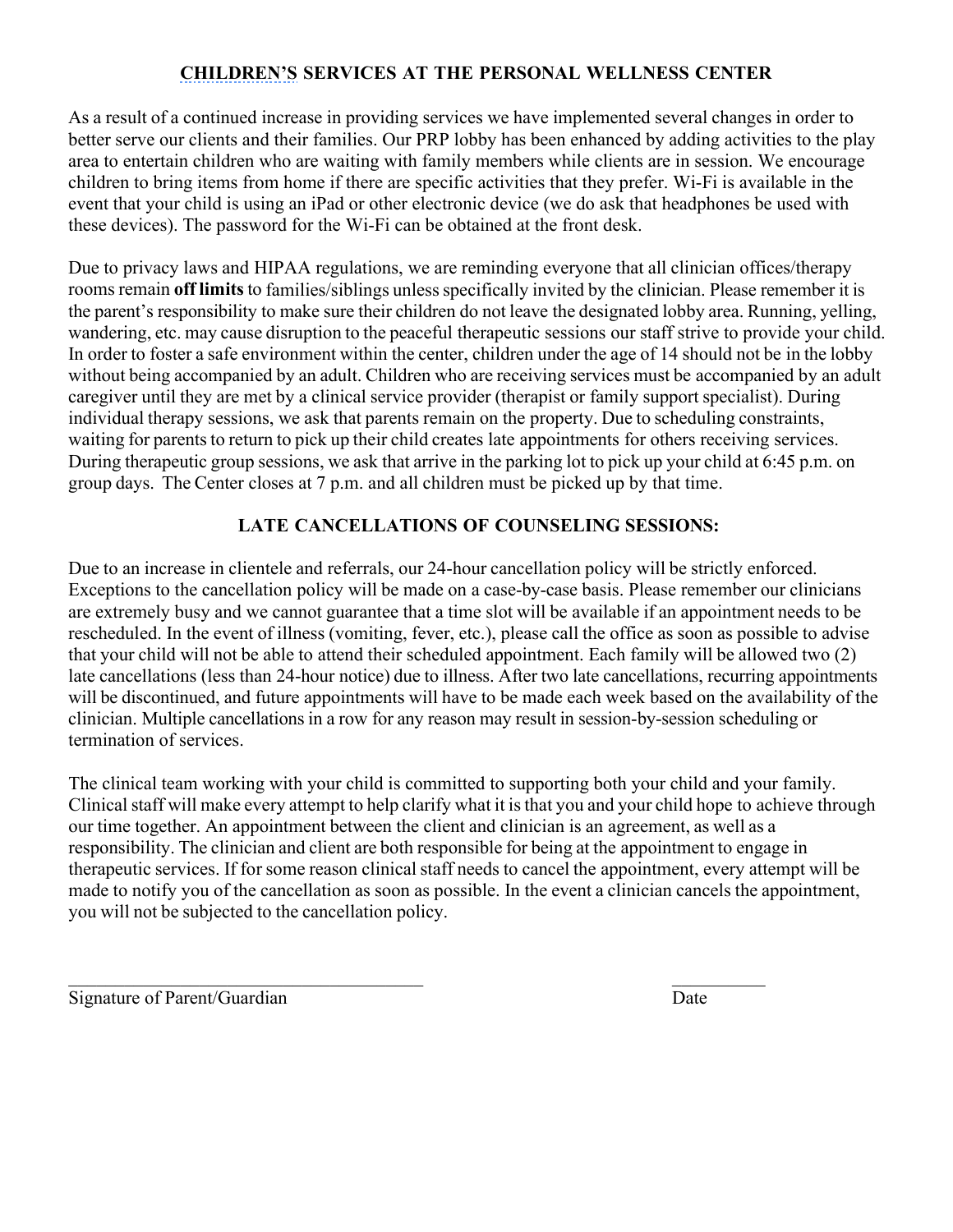## CHILDREN'S SERVICES AT THE PERSONAL WELLNESS CENTER

As a result of a continued increase in providing services we have implemented several changes in order to better serve our clients and their families. Our PRP lobby has been enhanced by adding activities to the play area to entertain children who are waiting with family members while clients are in session. We encourage children to bring items from home if there are specific activities that they prefer. Wi-Fi is available in the event that your child is using an iPad or other electronic device (we do ask that headphones be used with these devices). The password for the Wi-Fi can be obtained at the front desk.

Due to privacy laws and HIPAA regulations, we are reminding everyone that all clinician offices/therapy rooms remain **off limits** to families/siblings unless specifically invited by the clinician. Please remember it is the parent's responsibility to make sure their children do not leave the designated lobby area. Running, yelling, wandering, etc. may cause disruption to the peaceful therapeutic sessions our staff strive to provide your child. In order to foster a safe environment within the center, children under the age of 14 should not be in the lobby without being accompanied by an adult. Children who are receiving services must be accompanied by an adult caregiver until they are met by a clinical service provider (therapist or family support specialist). During individual therapy sessions, we ask that parents remain on the property. Due to scheduling constraints, waiting for parents to return to pick up their child creates late appointments for others receiving services. During therapeutic group sessions, we ask that arrive in the parking lot to pick up your child at 6:45 p.m. on group days. The Center closes at 7 p.m. and all children must be picked up by that time.

## LATE CANCELLATIONS OF COUNSELING SESSIONS:

Due to an increase in clientele and referrals, our 24-hour cancellation policy will be strictly enforced. Exceptions to the cancellation policy will be made on a case-by-case basis. Please remember our clinicians are extremely busy and we cannot guarantee that a time slot will be available if an appointment needs to be rescheduled. In the event of illness (vomiting, fever, etc.), please call the office as soon as possible to advise that your child will not be able to attend their scheduled appointment. Each family will be allowed two (2) late cancellations (less than 24-hour notice) due to illness. After two late cancellations, recurring appointments will be discontinued, and future appointments will have to be made each week based on the availability of the clinician. Multiple cancellations in a row for any reason may result in session-by-session scheduling or termination of services.

The clinical team working with your child is committed to supporting both your child and your family. Clinical staff will make every attempt to help clarify what it is that you and your child hope to achieve through our time together. An appointment between the client and clinician is an agreement, as well as a responsibility. The clinician and client are both responsible for being at the appointment to engage in therapeutic services. If for some reason clinical staff needs to cancel the appointment, every attempt will be made to notify you of the cancellation as soon as possible. In the event a clinician cancels the appointment, you will not be subjected to the cancellation policy.

_______________________________________ __________

Signature of Parent/Guardian Date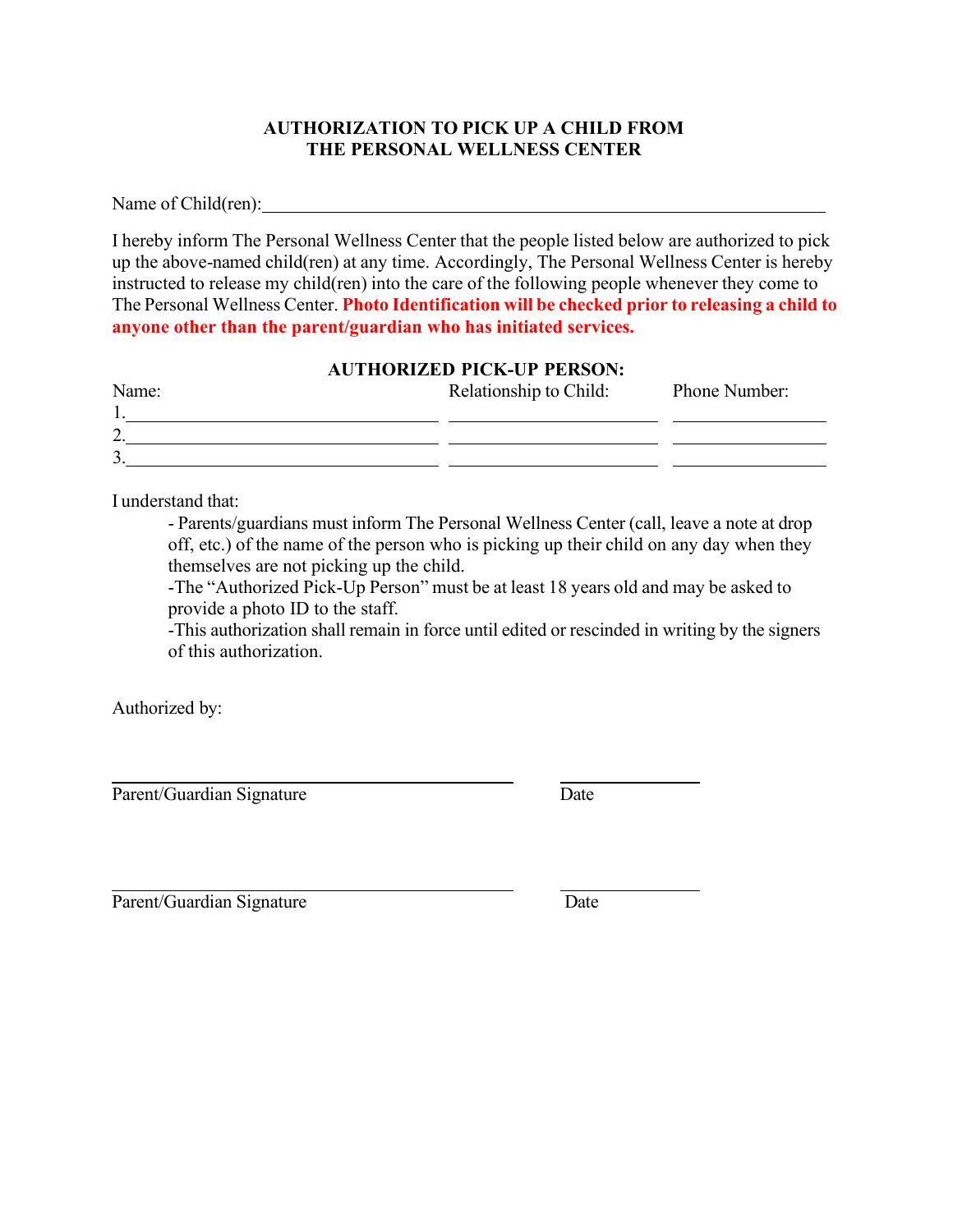## AUTHORIZATION TO PICK UP A CHILD FROM THE PERSONAL WELLNESS CENTER

Name of Child(ren):\_\_\_\_\_\_\_\_\_\_\_\_\_\_\_\_\_\_\_\_\_\_\_\_\_\_\_\_\_\_\_\_\_\_\_\_\_\_\_\_\_\_\_\_\_\_\_\_\_\_\_\_\_\_\_\_\_\_\_\_

I hereby inform The Personal Wellness Center that the people listed below are authorized to pick up the above-named child(ren) at any time. Accordingly, The Personal Wellness Center is hereby instructed to release my child(ren) into the care of the following people whenever they come to The Personal Wellness Center. **Photo Identification will be checked prior to releasing a child to anyone other than the parent/guardian who has initiated services.**

**AUTHORIZED PICK-UP PERSON:**

| Name: | Relationship to Child: | Phone Number: |
|---|---|---|
| 1. | | |
| 2. | | |
| 3. | | |

I understand that:

- Parents/guardians must inform The Personal Wellness Center (call, leave a note at drop off, etc.) of the name of the person who is picking up their child on any day when they themselves are not picking up the child.
- The "Authorized Pick-Up Person" must be at least 18 years old and may be asked to provide a photo ID to the staff.
- This authorization shall remain in force until edited or rescinded in writing by the signers of this authorization.

Authorized by:

\_\_\_\_\_\_\_\_\_\_\_\_\_\_\_\_\_\_\_\_\_\_\_\_\_\_\_\_\_\_\_\_\_\_\_\_ \_\_\_\_\_\_\_\_\_\_\_\_
Parent/Guardian Signature Date

\_\_\_\_\_\_\_\_\_\_\_\_\_\_\_\_\_\_\_\_\_\_\_\_\_\_\_\_\_\_\_\_\_\_\_\_ \_\_\_\_\_\_\_\_\_\_\_\_
Parent/Guardian Signature Date